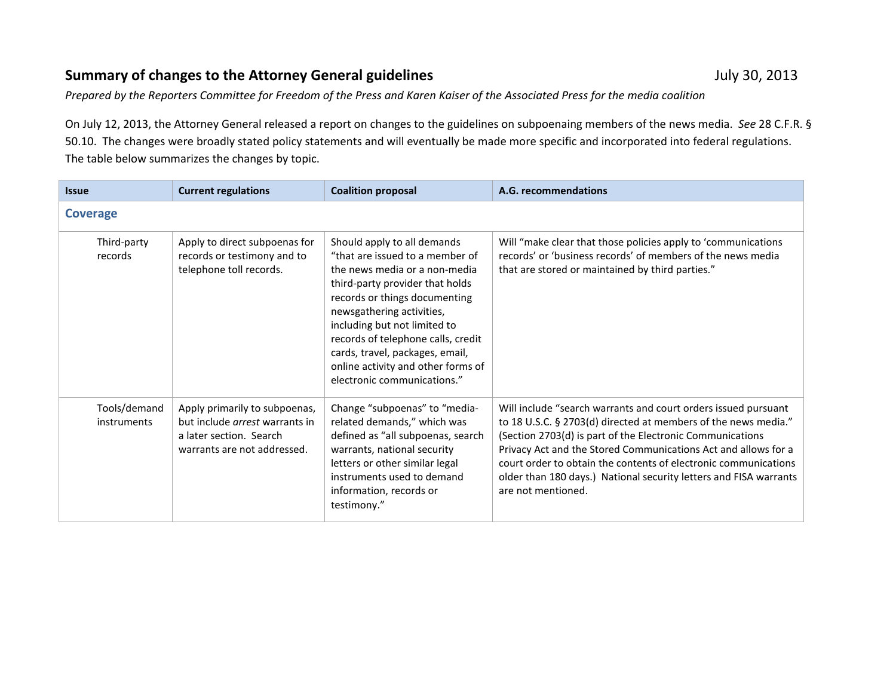# Summary of changes to the Attorney General guidelines

July 30, 2013

*Prepared by the Reporters Committee for Freedom of the Press and Karen Kaiser of the Associated Press for the media coalition*

On July 12, 2013, the Attorney General released a report on changes to the guidelines on subpoenaing members of the news media. *See* 28 C.F.R. § 50.10. The changes were broadly stated policy statements and will eventually be made more specific and incorporated into federal regulations. The table below summarizes the changes by topic.

| Issue | Current regulations | Coalition proposal | A.G. recommendations |
|---|---|---|---|
| **Coverage** | | | |
| Third-party records | Apply to direct subpoenas for records or testimony and to telephone toll records. | Should apply to all demands "that are issued to a member of the news media or a non-media third-party provider that holds records or things documenting newsgathering activities, including but not limited to records of telephone calls, credit cards, travel, packages, email, online activity and other forms of electronic communications." | Will "make clear that those policies apply to 'communications records' or 'business records' of members of the news media that are stored or maintained by third parties." |
| Tools/demand instruments | Apply primarily to subpoenas, but include *arrest* warrants in a later section. Search warrants are not addressed. | Change "subpoenas" to "media-related demands," which was defined as "all subpoenas, search warrants, national security letters or other similar legal instruments used to demand information, records or testimony." | Will include "search warrants and court orders issued pursuant to 18 U.S.C. § 2703(d) directed at members of the news media." (Section 2703(d) is part of the Electronic Communications Privacy Act and the Stored Communications Act and allows for a court order to obtain the contents of electronic communications older than 180 days.) National security letters and FISA warrants are not mentioned. |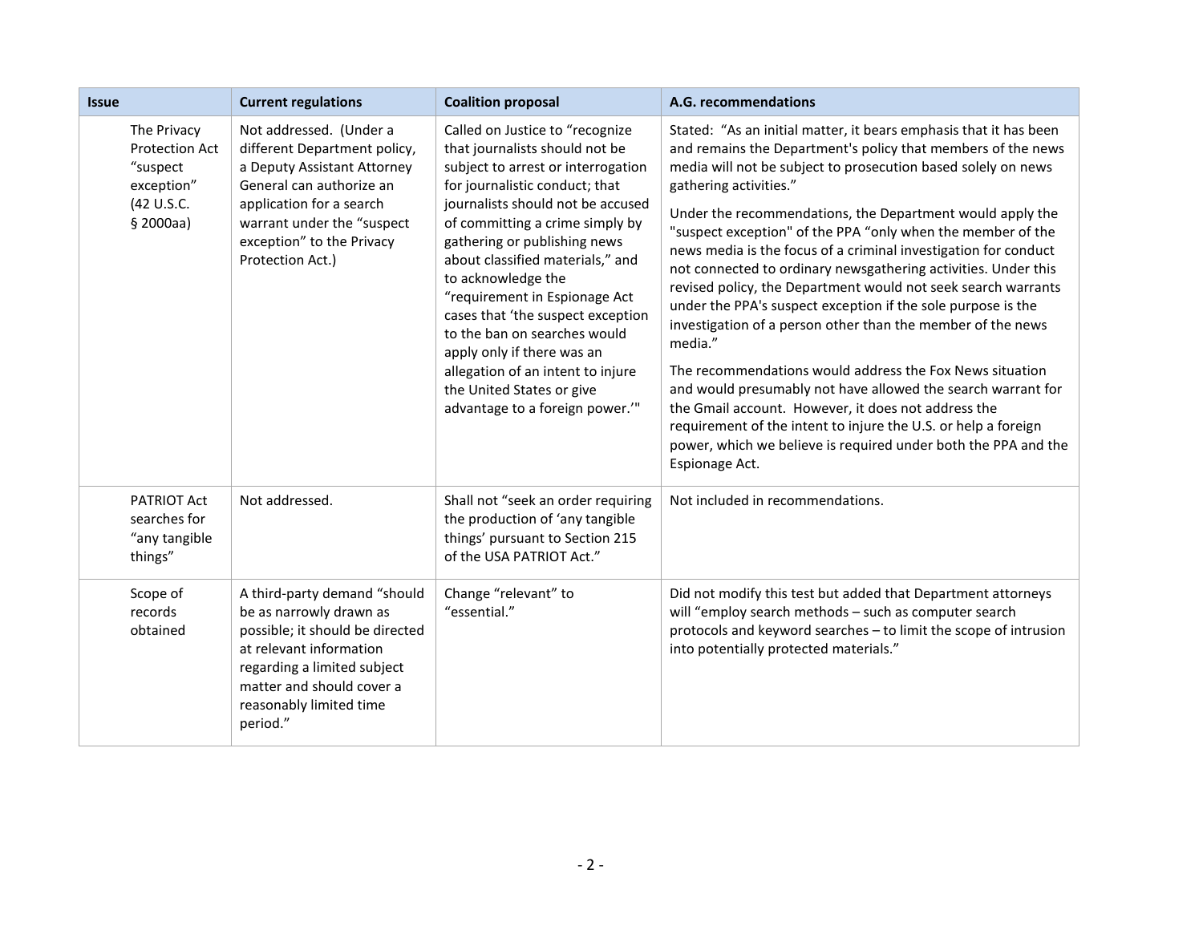| Issue | Current regulations | Coalition proposal | A.G. recommendations |
|---|---|---|---|
| The Privacy Protection Act "suspect exception" (42 U.S.C. § 2000aa) | Not addressed. (Under a different Department policy, a Deputy Assistant Attorney General can authorize an application for a search warrant under the "suspect exception" to the Privacy Protection Act.) | Called on Justice to "recognize that journalists should not be subject to arrest or interrogation for journalistic conduct; that journalists should not be accused of committing a crime simply by gathering or publishing news about classified materials," and to acknowledge the "requirement in Espionage Act cases that 'the suspect exception to the ban on searches would apply only if there was an allegation of an intent to injure the United States or give advantage to a foreign power.'" | Stated: "As an initial matter, it bears emphasis that it has been and remains the Department's policy that members of the news media will not be subject to prosecution based solely on news gathering activities."<br><br>Under the recommendations, the Department would apply the "suspect exception" of the PPA "only when the member of the news media is the focus of a criminal investigation for conduct not connected to ordinary newsgathering activities. Under this revised policy, the Department would not seek search warrants under the PPA's suspect exception if the sole purpose is the investigation of a person other than the member of the news media."<br><br>The recommendations would address the Fox News situation and would presumably not have allowed the search warrant for the Gmail account. However, it does not address the requirement of the intent to injure the U.S. or help a foreign power, which we believe is required under both the PPA and the Espionage Act. |
| PATRIOT Act searches for "any tangible things" | Not addressed. | Shall not "seek an order requiring the production of 'any tangible things' pursuant to Section 215 of the USA PATRIOT Act." | Not included in recommendations. |
| Scope of records obtained | A third-party demand "should be as narrowly drawn as possible; it should be directed at relevant information regarding a limited subject matter and should cover a reasonably limited time period." | Change "relevant" to "essential." | Did not modify this test but added that Department attorneys will "employ search methods – such as computer search protocols and keyword searches – to limit the scope of intrusion into potentially protected materials." |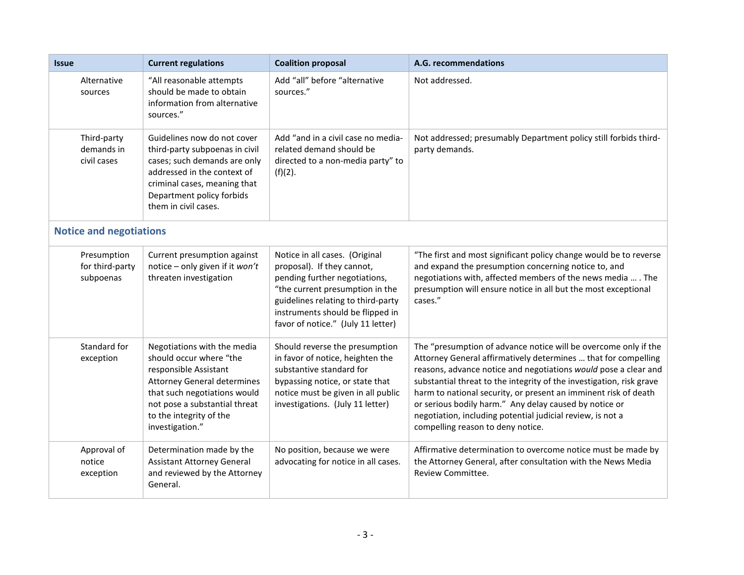| Issue | Current regulations | Coalition proposal | A.G. recommendations |
|---|---|---|---|
| Alternative sources | "All reasonable attempts should be made to obtain information from alternative sources." | Add "all" before "alternative sources." | Not addressed. |
| Third-party demands in civil cases | Guidelines now do not cover third-party subpoenas in civil cases; such demands are only addressed in the context of criminal cases, meaning that Department policy forbids them in civil cases. | Add "and in a civil case no media-related demand should be directed to a non-media party" to (f)(2). | Not addressed; presumably Department policy still forbids third-party demands. |
| **Notice and negotiations** | | | |
| Presumption for third-party subpoenas | Current presumption against notice – only given if it *won't* threaten investigation | Notice in all cases. (Original proposal). If they cannot, pending further negotiations, "the current presumption in the guidelines relating to third-party instruments should be flipped in favor of notice." (July 11 letter) | "The first and most significant policy change would be to reverse and expand the presumption concerning notice to, and negotiations with, affected members of the news media … . The presumption will ensure notice in all but the most exceptional cases." |
| Standard for exception | Negotiations with the media should occur where "the responsible Assistant Attorney General determines that such negotiations would not pose a substantial threat to the integrity of the investigation." | Should reverse the presumption in favor of notice, heighten the substantive standard for bypassing notice, or state that notice must be given in all public investigations. (July 11 letter) | The "presumption of advance notice will be overcome only if the Attorney General affirmatively determines … that for compelling reasons, advance notice and negotiations *would* pose a clear and substantial threat to the integrity of the investigation, risk grave harm to national security, or present an imminent risk of death or serious bodily harm." Any delay caused by notice or negotiation, including potential judicial review, is not a compelling reason to deny notice. |
| Approval of notice exception | Determination made by the Assistant Attorney General and reviewed by the Attorney General. | No position, because we were advocating for notice in all cases. | Affirmative determination to overcome notice must be made by the Attorney General, after consultation with the News Media Review Committee. |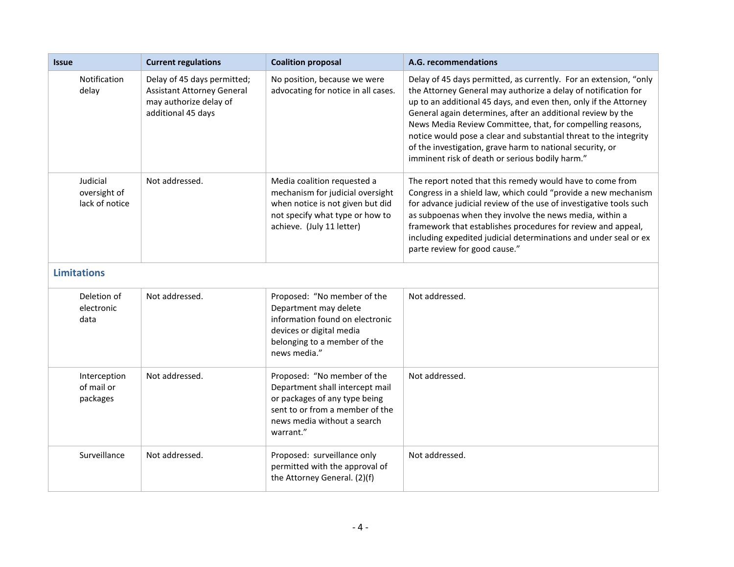| Issue | Current regulations | Coalition proposal | A.G. recommendations |
|---|---|---|---|
| Notification delay | Delay of 45 days permitted; Assistant Attorney General may authorize delay of additional 45 days | No position, because we were advocating for notice in all cases. | Delay of 45 days permitted, as currently. For an extension, "only the Attorney General may authorize a delay of notification for up to an additional 45 days, and even then, only if the Attorney General again determines, after an additional review by the News Media Review Committee, that, for compelling reasons, notice would pose a clear and substantial threat to the integrity of the investigation, grave harm to national security, or imminent risk of death or serious bodily harm." |
| Judicial oversight of lack of notice | Not addressed. | Media coalition requested a mechanism for judicial oversight when notice is not given but did not specify what type or how to achieve. (July 11 letter) | The report noted that this remedy would have to come from Congress in a shield law, which could "provide a new mechanism for advance judicial review of the use of investigative tools such as subpoenas when they involve the news media, within a framework that establishes procedures for review and appeal, including expedited judicial determinations and under seal or ex parte review for good cause." |
| **Limitations** | | | |
| Deletion of electronic data | Not addressed. | Proposed: "No member of the Department may delete information found on electronic devices or digital media belonging to a member of the news media." | Not addressed. |
| Interception of mail or packages | Not addressed. | Proposed: "No member of the Department shall intercept mail or packages of any type being sent to or from a member of the news media without a search warrant." | Not addressed. |
| Surveillance | Not addressed. | Proposed: surveillance only permitted with the approval of the Attorney General. (2)(f) | Not addressed. |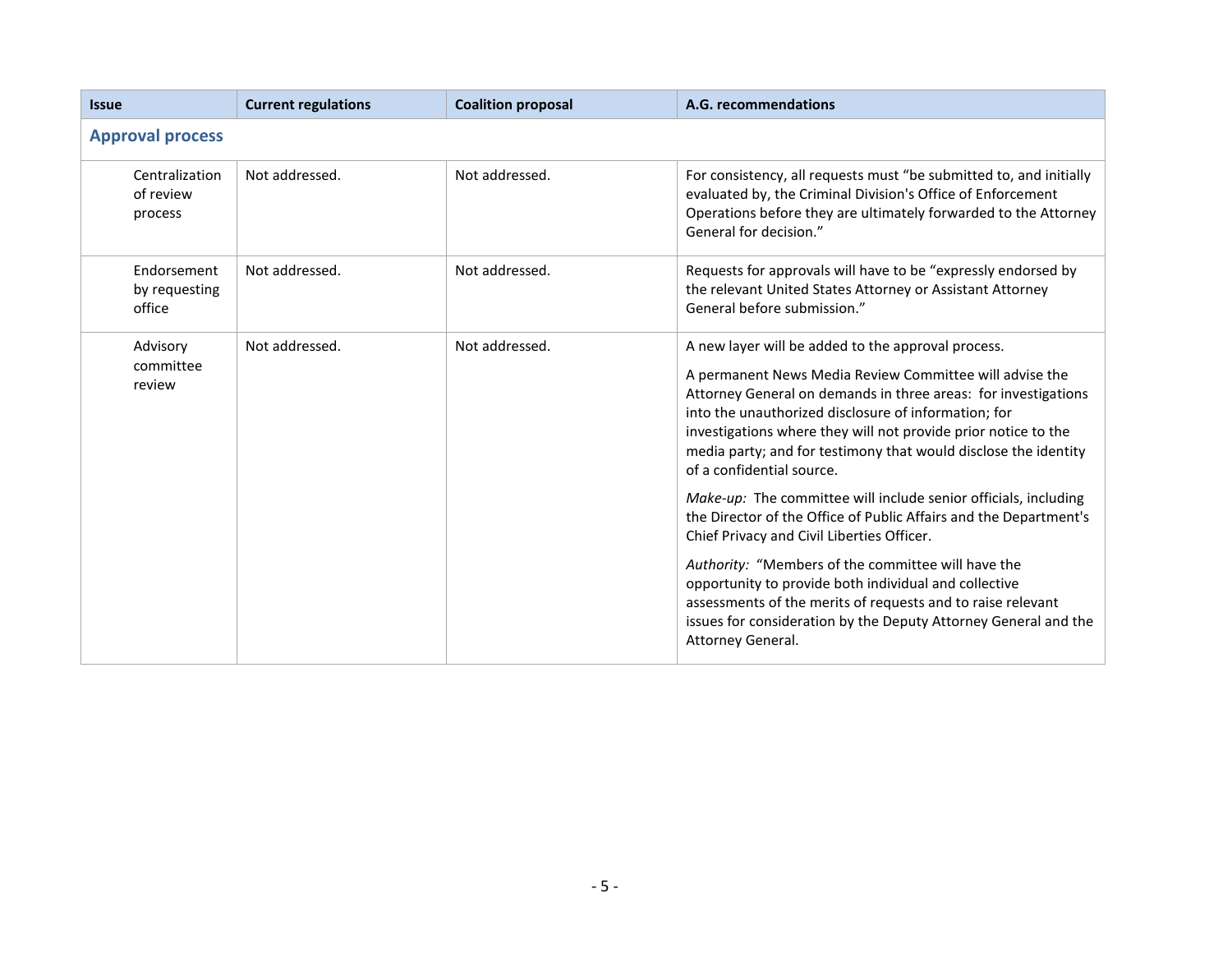| Issue | Current regulations | Coalition proposal | A.G. recommendations |
|---|---|---|---|
| **Approval process** | | | |
| Centralization of review process | Not addressed. | Not addressed. | For consistency, all requests must "be submitted to, and initially evaluated by, the Criminal Division's Office of Enforcement Operations before they are ultimately forwarded to the Attorney General for decision." |
| Endorsement by requesting office | Not addressed. | Not addressed. | Requests for approvals will have to be "expressly endorsed by the relevant United States Attorney or Assistant Attorney General before submission." |
| Advisory committee review | Not addressed. | Not addressed. | A new layer will be added to the approval process.<br><br>A permanent News Media Review Committee will advise the Attorney General on demands in three areas: for investigations into the unauthorized disclosure of information; for investigations where they will not provide prior notice to the media party; and for testimony that would disclose the identity of a confidential source.<br><br>*Make-up:* The committee will include senior officials, including the Director of the Office of Public Affairs and the Department's Chief Privacy and Civil Liberties Officer.<br><br>*Authority:* "Members of the committee will have the opportunity to provide both individual and collective assessments of the merits of requests and to raise relevant issues for consideration by the Deputy Attorney General and the Attorney General. |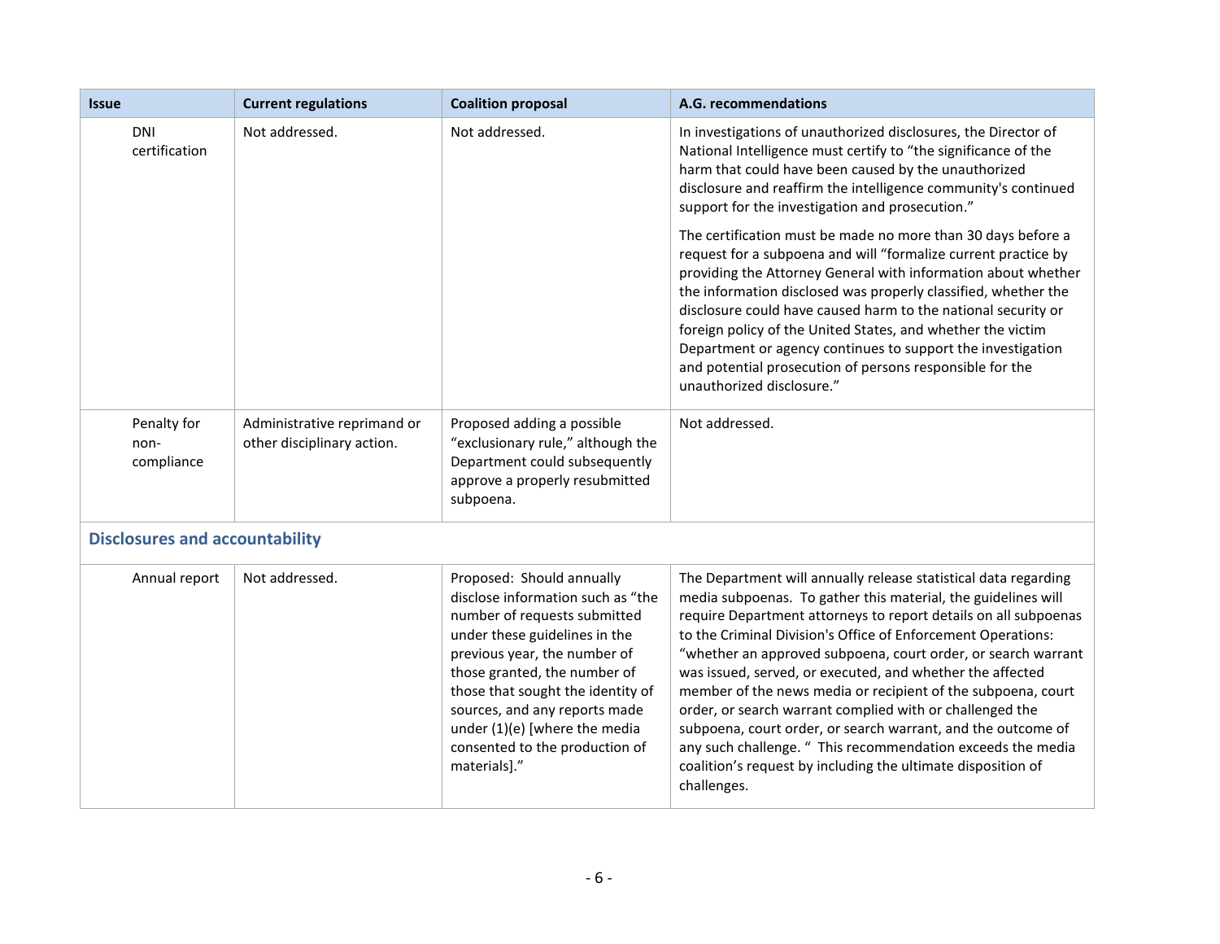| Issue | Current regulations | Coalition proposal | A.G. recommendations |
|---|---|---|---|
| DNI certification | Not addressed. | Not addressed. | In investigations of unauthorized disclosures, the Director of National Intelligence must certify to "the significance of the harm that could have been caused by the unauthorized disclosure and reaffirm the intelligence community's continued support for the investigation and prosecution."<br><br>The certification must be made no more than 30 days before a request for a subpoena and will "formalize current practice by providing the Attorney General with information about whether the information disclosed was properly classified, whether the disclosure could have caused harm to the national security or foreign policy of the United States, and whether the victim Department or agency continues to support the investigation and potential prosecution of persons responsible for the unauthorized disclosure." |
| Penalty for non-compliance | Administrative reprimand or other disciplinary action. | Proposed adding a possible "exclusionary rule," although the Department could subsequently approve a properly resubmitted subpoena. | Not addressed. |
| **Disclosures and accountability** | | | |
| Annual report | Not addressed. | Proposed: Should annually disclose information such as "the number of requests submitted under these guidelines in the previous year, the number of those granted, the number of those that sought the identity of sources, and any reports made under (1)(e) [where the media consented to the production of materials]." | The Department will annually release statistical data regarding media subpoenas. To gather this material, the guidelines will require Department attorneys to report details on all subpoenas to the Criminal Division's Office of Enforcement Operations: "whether an approved subpoena, court order, or search warrant was issued, served, or executed, and whether the affected member of the news media or recipient of the subpoena, court order, or search warrant complied with or challenged the subpoena, court order, or search warrant, and the outcome of any such challenge. " This recommendation exceeds the media coalition's request by including the ultimate disposition of challenges. |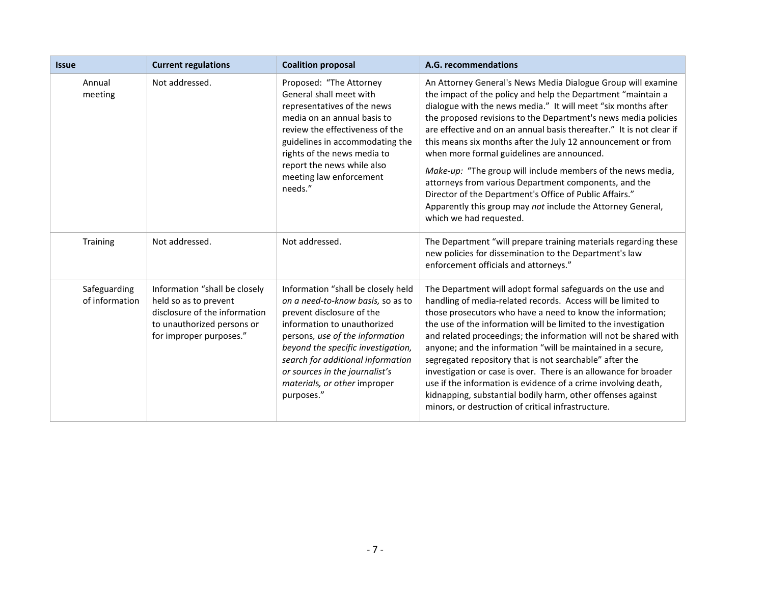| Issue | Current regulations | Coalition proposal | A.G. recommendations |
|---|---|---|---|
| Annual meeting | Not addressed. | Proposed: "The Attorney General shall meet with representatives of the news media on an annual basis to review the effectiveness of the guidelines in accommodating the rights of the news media to report the news while also meeting law enforcement needs." | An Attorney General's News Media Dialogue Group will examine the impact of the policy and help the Department "maintain a dialogue with the news media." It will meet "six months after the proposed revisions to the Department's news media policies are effective and on an annual basis thereafter." It is not clear if this means six months after the July 12 announcement or from when more formal guidelines are announced.<br><br>*Make-up:* "The group will include members of the news media, attorneys from various Department components, and the Director of the Department's Office of Public Affairs." Apparently this group may *not* include the Attorney General, which we had requested. |
| Training | Not addressed. | Not addressed. | The Department "will prepare training materials regarding these new policies for dissemination to the Department's law enforcement officials and attorneys." |
| Safeguarding of information | Information "shall be closely held so as to prevent disclosure of the information to unauthorized persons or for improper purposes." | Information "shall be closely held *on a need-to-know basis,* so as to prevent disclosure of the information to unauthorized persons*, use of the information beyond the specific investigation, search for additional information or sources in the journalist's materials, or other* improper purposes." | The Department will adopt formal safeguards on the use and handling of media-related records. Access will be limited to those prosecutors who have a need to know the information; the use of the information will be limited to the investigation and related proceedings; the information will not be shared with anyone; and the information "will be maintained in a secure, segregated repository that is not searchable" after the investigation or case is over. There is an allowance for broader use if the information is evidence of a crime involving death, kidnapping, substantial bodily harm, other offenses against minors, or destruction of critical infrastructure. |